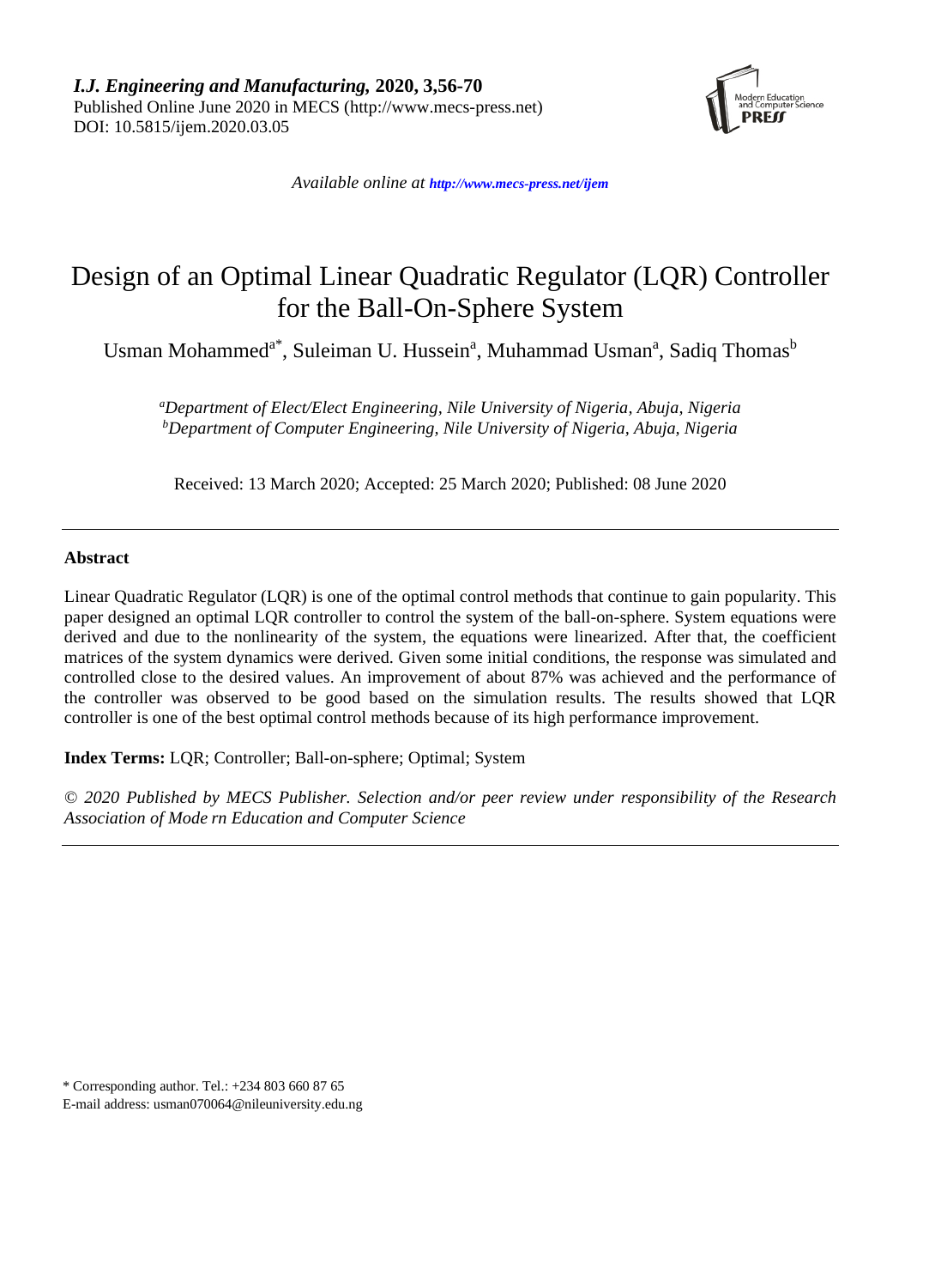*I.J. Engineering and Manufacturing,* **2020, 3,56-70**
Published Online June 2020 in MECS (http://www.mecs-press.net)
DOI: 10.5815/ijem.2020.03.05

*Available online at http://www.mecs-press.net/ijem*

# Design of an Optimal Linear Quadratic Regulator (LQR) Controller for the Ball-On-Sphere System

Usman Mohammed[a*], Suleiman U. Hussein[a], Muhammad Usman[a], Sadiq Thomas[b]

[a]*Department of Elect/Elect Engineering, Nile University of Nigeria, Abuja, Nigeria*
[b]*Department of Computer Engineering, Nile University of Nigeria, Abuja, Nigeria*

Received: 13 March 2020; Accepted: 25 March 2020; Published: 08 June 2020

---

**Abstract**

Linear Quadratic Regulator (LQR) is one of the optimal control methods that continue to gain popularity. This paper designed an optimal LQR controller to control the system of the ball-on-sphere. System equations were derived and due to the nonlinearity of the system, the equations were linearized. After that, the coefficient matrices of the system dynamics were derived. Given some initial conditions, the response was simulated and controlled close to the desired values. An improvement of about 87% was achieved and the performance of the controller was observed to be good based on the simulation results. The results showed that LQR controller is one of the best optimal control methods because of its high performance improvement.

**Index Terms:** LQR; Controller; Ball-on-sphere; Optimal; System

*© 2020 Published by MECS Publisher. Selection and/or peer review under responsibility of the Research Association of Mode rn Education and Computer Science*

---

\* Corresponding author. Tel.: +234 803 660 87 65
E-mail address: usman070064@nileuniversity.edu.ng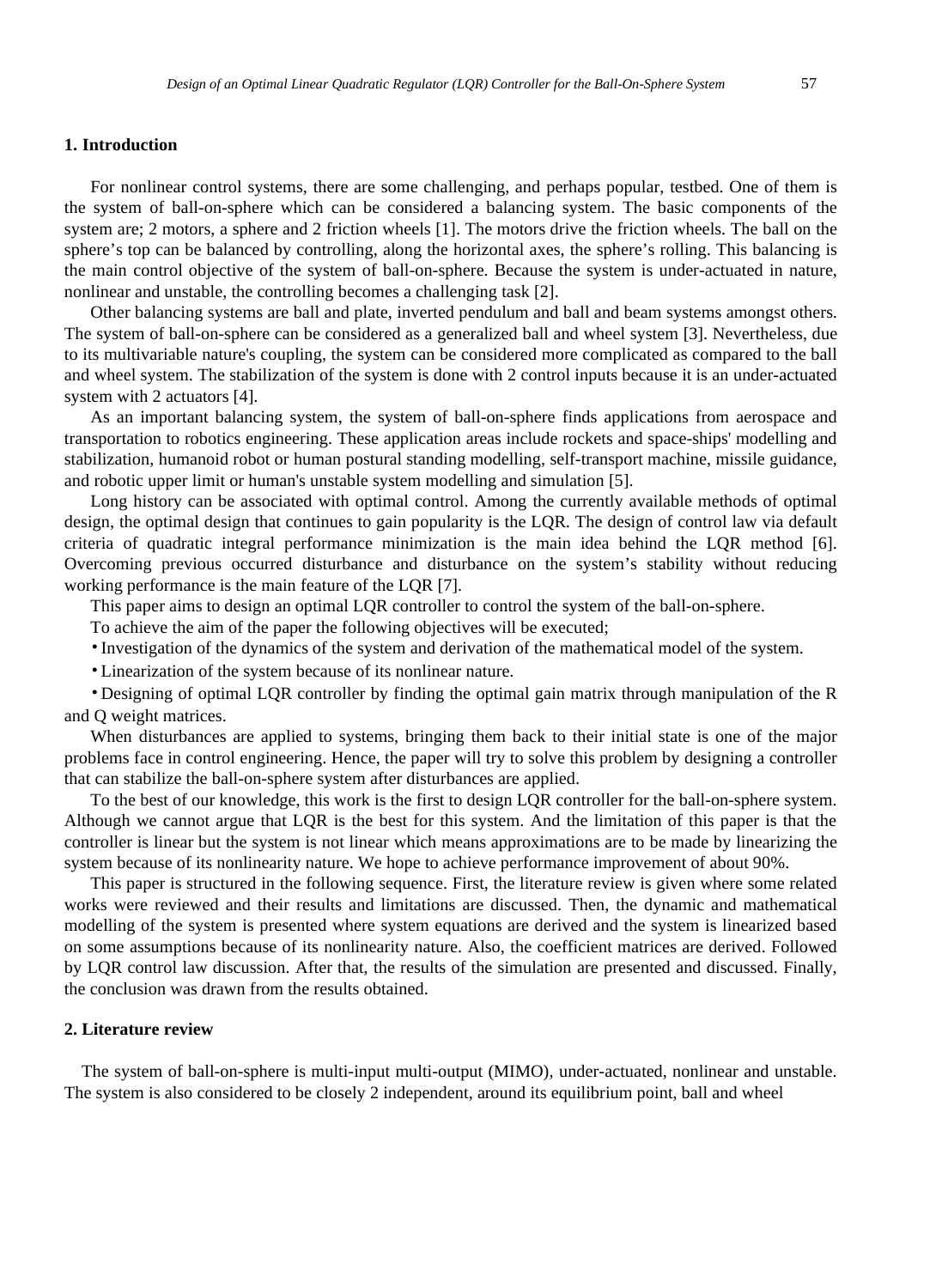## 1. Introduction

For nonlinear control systems, there are some challenging, and perhaps popular, testbed. One of them is the system of ball-on-sphere which can be considered a balancing system. The basic components of the system are; 2 motors, a sphere and 2 friction wheels [1]. The motors drive the friction wheels. The ball on the sphere's top can be balanced by controlling, along the horizontal axes, the sphere's rolling. This balancing is the main control objective of the system of ball-on-sphere. Because the system is under-actuated in nature, nonlinear and unstable, the controlling becomes a challenging task [2].

Other balancing systems are ball and plate, inverted pendulum and ball and beam systems amongst others. The system of ball-on-sphere can be considered as a generalized ball and wheel system [3]. Nevertheless, due to its multivariable nature's coupling, the system can be considered more complicated as compared to the ball and wheel system. The stabilization of the system is done with 2 control inputs because it is an under-actuated system with 2 actuators [4].

As an important balancing system, the system of ball-on-sphere finds applications from aerospace and transportation to robotics engineering. These application areas include rockets and space-ships' modelling and stabilization, humanoid robot or human postural standing modelling, self-transport machine, missile guidance, and robotic upper limit or human's unstable system modelling and simulation [5].

Long history can be associated with optimal control. Among the currently available methods of optimal design, the optimal design that continues to gain popularity is the LQR. The design of control law via default criteria of quadratic integral performance minimization is the main idea behind the LQR method [6]. Overcoming previous occurred disturbance and disturbance on the system's stability without reducing working performance is the main feature of the LQR [7].

This paper aims to design an optimal LQR controller to control the system of the ball-on-sphere.

To achieve the aim of the paper the following objectives will be executed;

- Investigation of the dynamics of the system and derivation of the mathematical model of the system.
- Linearization of the system because of its nonlinear nature.
- Designing of optimal LQR controller by finding the optimal gain matrix through manipulation of the R and Q weight matrices.

When disturbances are applied to systems, bringing them back to their initial state is one of the major problems face in control engineering. Hence, the paper will try to solve this problem by designing a controller that can stabilize the ball-on-sphere system after disturbances are applied.

To the best of our knowledge, this work is the first to design LQR controller for the ball-on-sphere system. Although we cannot argue that LQR is the best for this system. And the limitation of this paper is that the controller is linear but the system is not linear which means approximations are to be made by linearizing the system because of its nonlinearity nature. We hope to achieve performance improvement of about 90%.

This paper is structured in the following sequence. First, the literature review is given where some related works were reviewed and their results and limitations are discussed. Then, the dynamic and mathematical modelling of the system is presented where system equations are derived and the system is linearized based on some assumptions because of its nonlinearity nature. Also, the coefficient matrices are derived. Followed by LQR control law discussion. After that, the results of the simulation are presented and discussed. Finally, the conclusion was drawn from the results obtained.

## 2. Literature review

The system of ball-on-sphere is multi-input multi-output (MIMO), under-actuated, nonlinear and unstable. The system is also considered to be closely 2 independent, around its equilibrium point, ball and wheel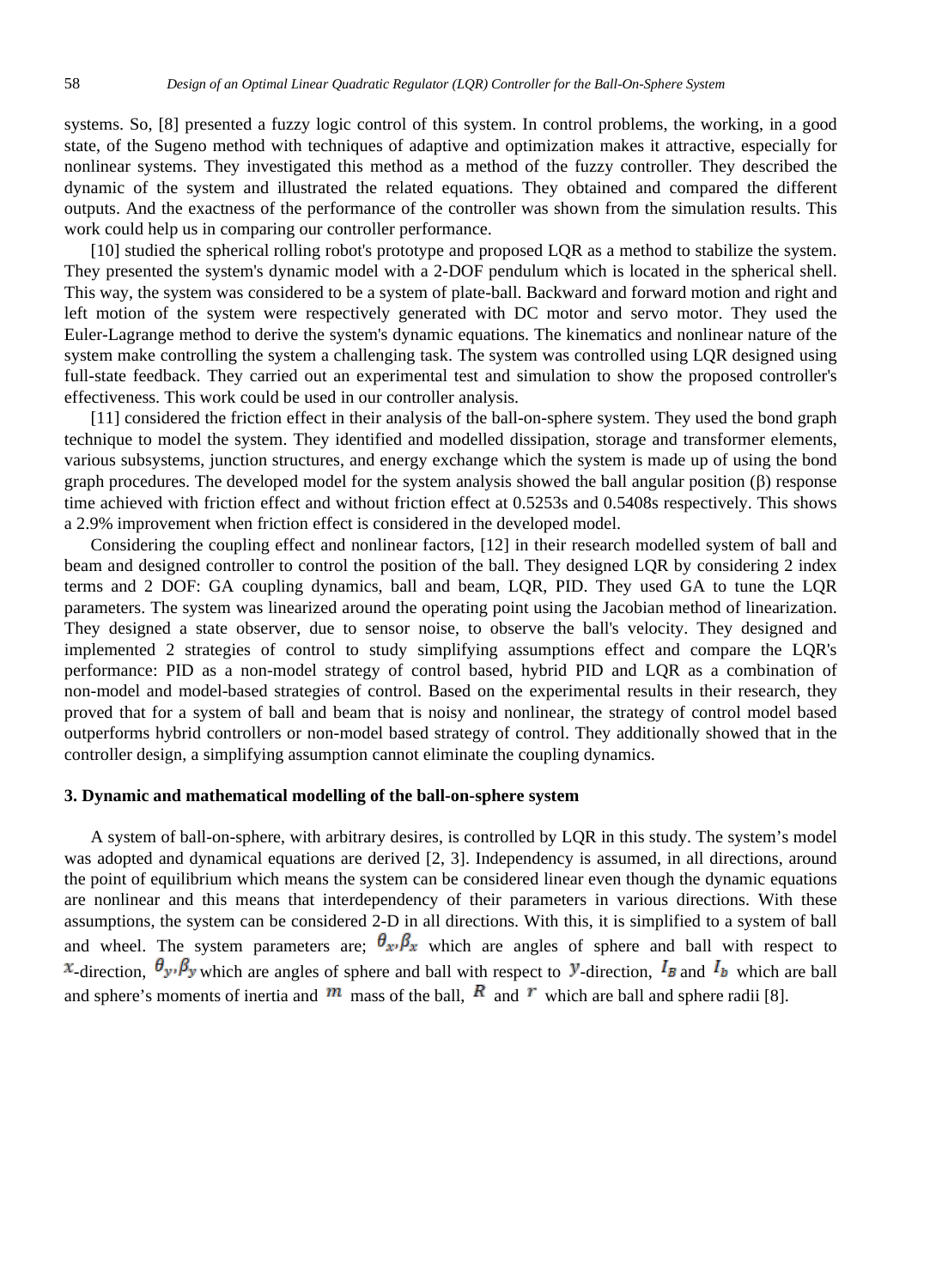systems. So, [8] presented a fuzzy logic control of this system. In control problems, the working, in a good state, of the Sugeno method with techniques of adaptive and optimization makes it attractive, especially for nonlinear systems. They investigated this method as a method of the fuzzy controller. They described the dynamic of the system and illustrated the related equations. They obtained and compared the different outputs. And the exactness of the performance of the controller was shown from the simulation results. This work could help us in comparing our controller performance.

[10] studied the spherical rolling robot's prototype and proposed LQR as a method to stabilize the system. They presented the system's dynamic model with a 2-DOF pendulum which is located in the spherical shell. This way, the system was considered to be a system of plate-ball. Backward and forward motion and right and left motion of the system were respectively generated with DC motor and servo motor. They used the Euler-Lagrange method to derive the system's dynamic equations. The kinematics and nonlinear nature of the system make controlling the system a challenging task. The system was controlled using LQR designed using full-state feedback. They carried out an experimental test and simulation to show the proposed controller's effectiveness. This work could be used in our controller analysis.

[11] considered the friction effect in their analysis of the ball-on-sphere system. They used the bond graph technique to model the system. They identified and modelled dissipation, storage and transformer elements, various subsystems, junction structures, and energy exchange which the system is made up of using the bond graph procedures. The developed model for the system analysis showed the ball angular position ($\beta$) response time achieved with friction effect and without friction effect at 0.5253s and 0.5408s respectively. This shows a 2.9% improvement when friction effect is considered in the developed model.

Considering the coupling effect and nonlinear factors, [12] in their research modelled system of ball and beam and designed controller to control the position of the ball. They designed LQR by considering 2 index terms and 2 DOF: GA coupling dynamics, ball and beam, LQR, PID. They used GA to tune the LQR parameters. The system was linearized around the operating point using the Jacobian method of linearization. They designed a state observer, due to sensor noise, to observe the ball's velocity. They designed and implemented 2 strategies of control to study simplifying assumptions effect and compare the LQR's performance: PID as a non-model strategy of control based, hybrid PID and LQR as a combination of non-model and model-based strategies of control. Based on the experimental results in their research, they proved that for a system of ball and beam that is noisy and nonlinear, the strategy of control model based outperforms hybrid controllers or non-model based strategy of control. They additionally showed that in the controller design, a simplifying assumption cannot eliminate the coupling dynamics.

### 3. Dynamic and mathematical modelling of the ball-on-sphere system

A system of ball-on-sphere, with arbitrary desires, is controlled by LQR in this study. The system's model was adopted and dynamical equations are derived [2, 3]. Independency is assumed, in all directions, around the point of equilibrium which means the system can be considered linear even though the dynamic equations are nonlinear and this means that interdependency of their parameters in various directions. With these assumptions, the system can be considered 2-D in all directions. With this, it is simplified to a system of ball and wheel. The system parameters are; $\theta_x, \beta_x$ which are angles of sphere and ball with respect to $x$-direction, $\theta_y, \beta_y$ which are angles of sphere and ball with respect to $y$-direction, $I_B$ and $I_b$ which are ball and sphere's moments of inertia and $m$ mass of the ball, $R$ and $r$ which are ball and sphere radii [8].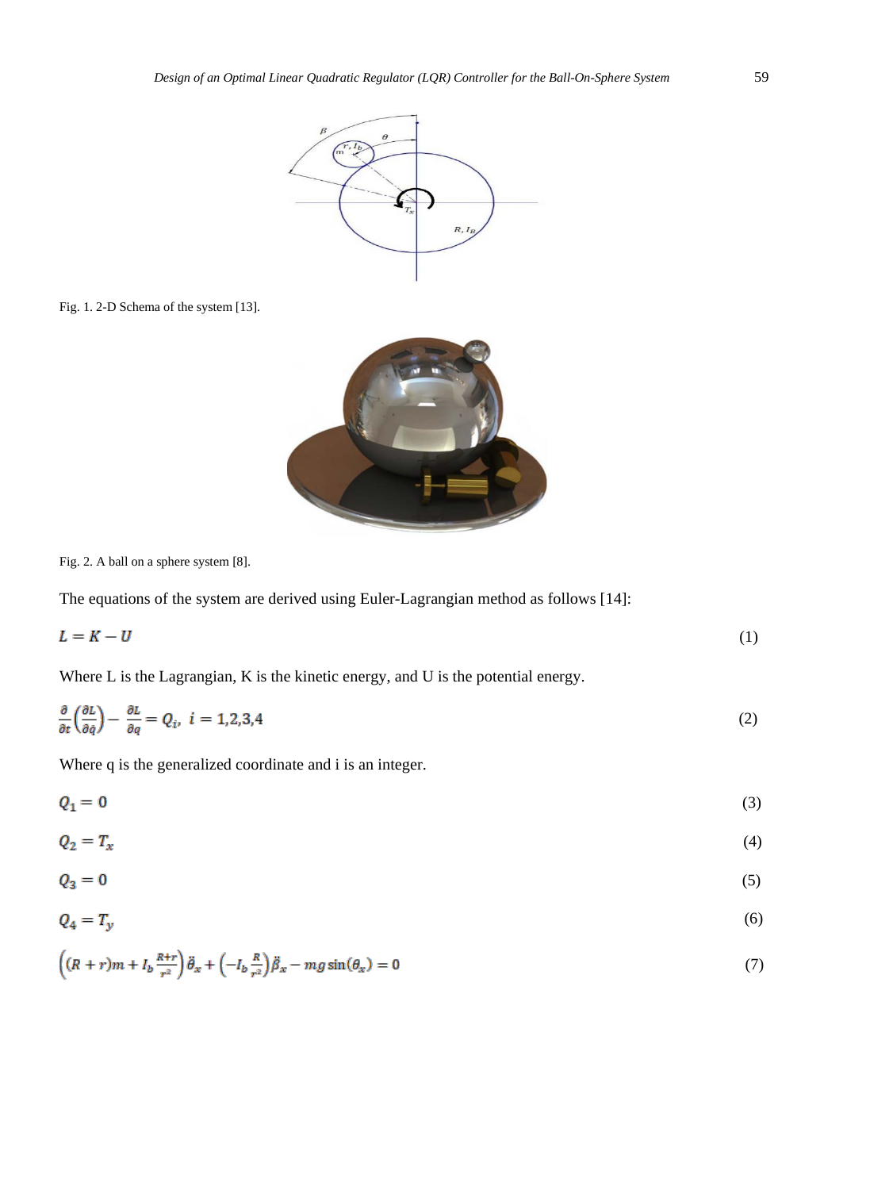Fig. 1. 2-D Schema of the system [13].

Fig. 2. A ball on a sphere system [8].

The equations of the system are derived using Euler-Lagrangian method as follows [14]:

$$L = K - U \tag{1}$$

Where L is the Lagrangian, K is the kinetic energy, and U is the potential energy.

$$\frac{\partial}{\partial t}\left(\frac{\partial L}{\partial \dot{q}}\right) - \frac{\partial L}{\partial q} = Q_i,\ i = 1,2,3,4 \tag{2}$$

Where q is the generalized coordinate and i is an integer.

$$Q_1 = 0 \tag{3}$$

$$Q_2 = T_x \tag{4}$$

$$Q_3 = 0 \tag{5}$$

$$Q_4 = T_y \tag{6}$$

$$\left((R + r)m + I_b \frac{R+r}{r^2}\right)\ddot{\theta}_x + \left(-I_b \frac{R}{r^2}\right)\ddot{\beta}_x - mg\sin(\theta_x) = 0 \tag{7}$$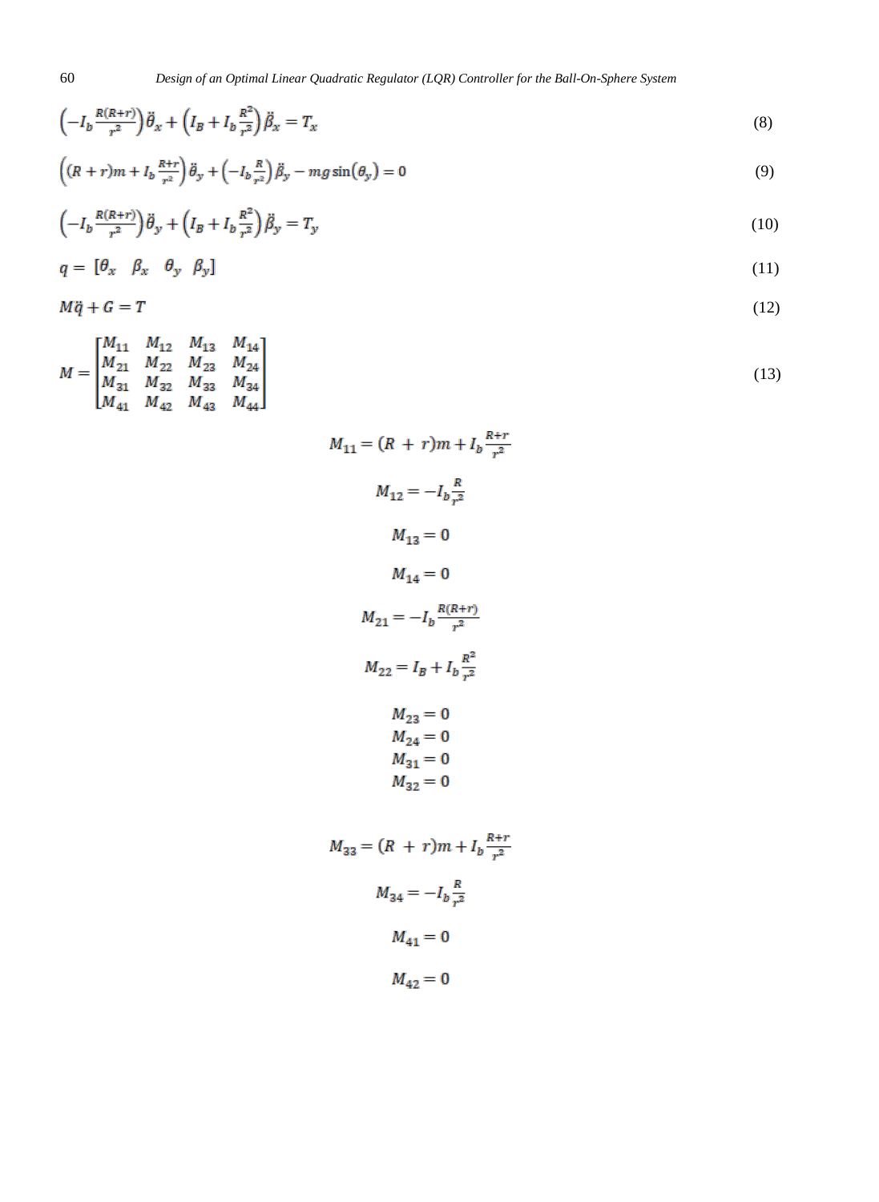$$\left(-I_b\frac{R(R+r)}{r^2}\right)\ddot{\theta}_x+\left(I_B+I_b\frac{R^2}{r^2}\right)\ddot{\beta}_x=T_x \tag{8}$$

$$\left((R+r)m+I_b\frac{R+r}{r^2}\right)\ddot{\theta}_y+\left(-I_b\frac{R}{r^2}\right)\ddot{\beta}_y-mg\sin(\theta_y)=0 \tag{9}$$

$$\left(-I_b\frac{R(R+r)}{r^2}\right)\ddot{\theta}_y+\left(I_B+I_b\frac{R^2}{r^2}\right)\ddot{\beta}_y=T_y \tag{10}$$

$$q=[\theta_x \quad \beta_x \quad \theta_y \quad \beta_y] \tag{11}$$

$$M\ddot{q}+G=T \tag{12}$$

$$M=\begin{bmatrix} M_{11} & M_{12} & M_{13} & M_{14} \\ M_{21} & M_{22} & M_{23} & M_{24} \\ M_{31} & M_{32} & M_{33} & M_{34} \\ M_{41} & M_{42} & M_{43} & M_{44} \end{bmatrix} \tag{13}$$

$$M_{11}=(R+r)m+I_b\frac{R+r}{r^2}$$

$$M_{12}=-I_b\frac{R}{r^2}$$

$$M_{13}=0$$

$$M_{14}=0$$

$$M_{21}=-I_b\frac{R(R+r)}{r^2}$$

$$M_{22}=I_B+I_b\frac{R^2}{r^2}$$

$$M_{23}=0$$
$$M_{24}=0$$
$$M_{31}=0$$
$$M_{32}=0$$

$$M_{33}=(R+r)m+I_b\frac{R+r}{r^2}$$

$$M_{34}=-I_b\frac{R}{r^2}$$

$$M_{41}=0$$

$$M_{42}=0$$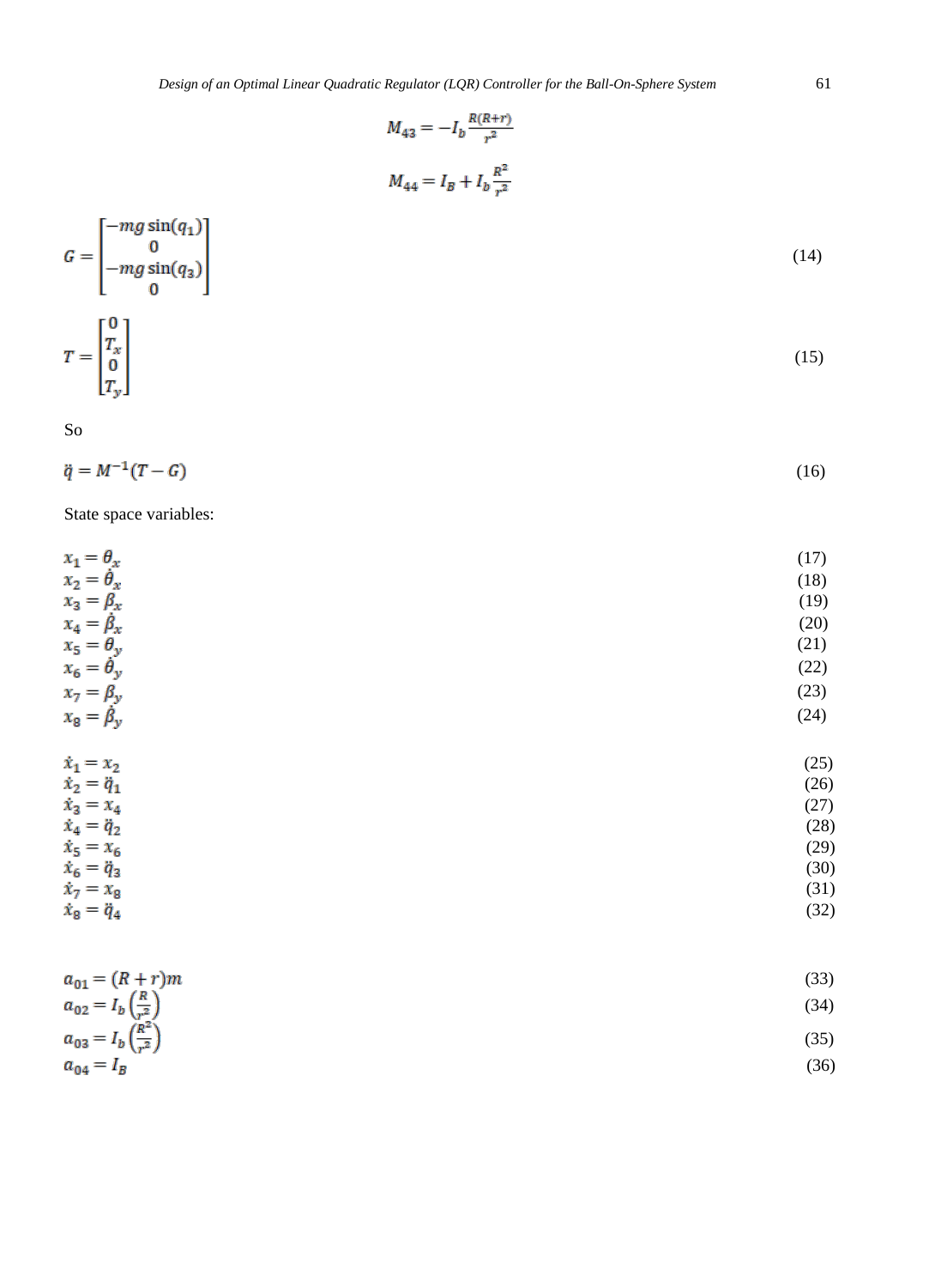$$M_{43} = -I_b \frac{R(R+r)}{r^2}$$

$$M_{44} = I_B + I_b \frac{R^2}{r^2}$$

$$G = \begin{bmatrix} -mg\sin(q_1) \\ 0 \\ -mg\sin(q_3) \\ 0 \end{bmatrix} \tag{14}$$

$$T = \begin{bmatrix} 0 \\ T_x \\ 0 \\ T_y \end{bmatrix} \tag{15}$$

So

$$\ddot{q} = M^{-1}(T - G) \tag{16}$$

State space variables:

$$x_1 = \theta_x \tag{17}$$
$$x_2 = \dot{\theta}_x \tag{18}$$
$$x_3 = \beta_x \tag{19}$$
$$x_4 = \dot{\beta}_x \tag{20}$$
$$x_5 = \theta_y \tag{21}$$
$$x_6 = \dot{\theta}_y \tag{22}$$
$$x_7 = \beta_y \tag{23}$$
$$x_8 = \dot{\beta}_y \tag{24}$$

$$\dot{x}_1 = x_2 \tag{25}$$
$$\dot{x}_2 = \ddot{q}_1 \tag{26}$$
$$\dot{x}_3 = x_4 \tag{27}$$
$$\dot{x}_4 = \ddot{q}_2 \tag{28}$$
$$\dot{x}_5 = x_6 \tag{29}$$
$$\dot{x}_6 = \ddot{q}_3 \tag{30}$$
$$\dot{x}_7 = x_8 \tag{31}$$
$$\dot{x}_8 = \ddot{q}_4 \tag{32}$$

$$a_{01} = (R + r)m \tag{33}$$
$$a_{02} = I_b\left(\frac{R}{r^2}\right) \tag{34}$$
$$a_{03} = I_b\left(\frac{R^2}{r^2}\right) \tag{35}$$
$$a_{04} = I_B \tag{36}$$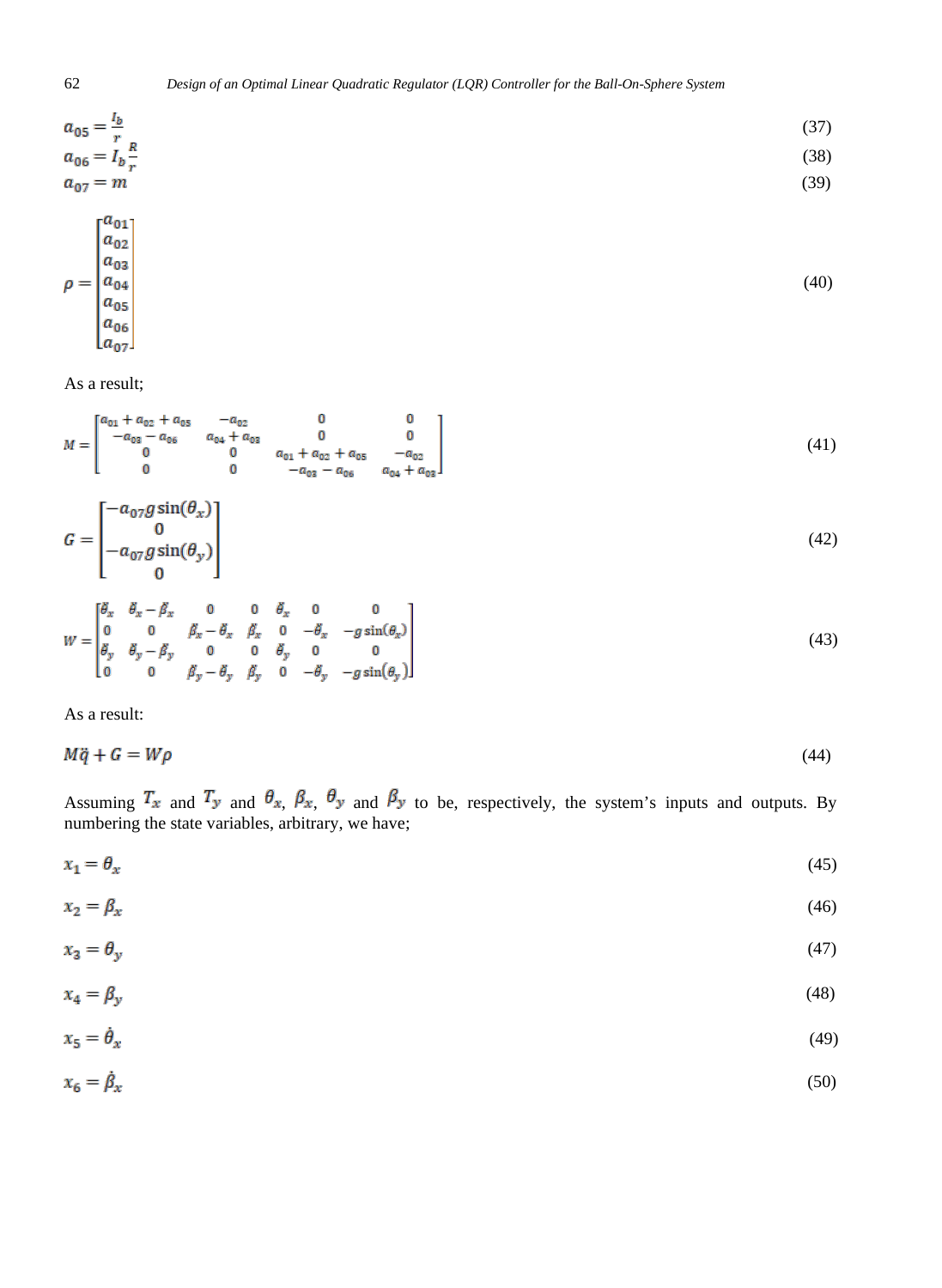$$a_{05} = \frac{I_b}{r} \tag{37}$$

$$a_{06} = I_b \frac{R}{r} \tag{38}$$

$$a_{07} = m \tag{39}$$

$$\rho = \begin{bmatrix} a_{01} \\ a_{02} \\ a_{03} \\ a_{04} \\ a_{05} \\ a_{06} \\ a_{07} \end{bmatrix} \tag{40}$$

As a result;

$$M = \begin{bmatrix} a_{01} + a_{02} + a_{05} & -a_{02} & 0 & 0 \\ -a_{03} - a_{06} & a_{04} + a_{03} & 0 & 0 \\ 0 & 0 & a_{01} + a_{02} + a_{05} & -a_{02} \\ 0 & 0 & -a_{03} - a_{06} & a_{04} + a_{03} \end{bmatrix} \tag{41}$$

$$G = \begin{bmatrix} -a_{07} g \sin(\theta_x) \\ 0 \\ -a_{07} g \sin(\theta_y) \\ 0 \end{bmatrix} \tag{42}$$

$$W = \begin{bmatrix} \ddot{\theta}_x & \ddot{\theta}_x - \ddot{\beta}_x & 0 & 0 & \ddot{\theta}_x & 0 & 0 \\ 0 & 0 & \ddot{\beta}_x - \ddot{\theta}_x & \ddot{\beta}_x & 0 & -\ddot{\theta}_x & -g\sin(\theta_x) \\ \ddot{\theta}_y & \ddot{\theta}_y - \ddot{\beta}_y & 0 & 0 & \ddot{\theta}_y & 0 & 0 \\ 0 & 0 & \ddot{\beta}_y - \ddot{\theta}_y & \ddot{\beta}_y & 0 & -\ddot{\theta}_y & -g\sin(\theta_y) \end{bmatrix} \tag{43}$$

As a result:

$$M\ddot{q} + G = W\rho \tag{44}$$

Assuming $T_x$ and $T_y$ and $\theta_x$, $\beta_x$, $\theta_y$ and $\beta_y$ to be, respectively, the system's inputs and outputs. By numbering the state variables, arbitrary, we have;

$$x_1 = \theta_x \tag{45}$$

$$x_2 = \beta_x \tag{46}$$

$$x_3 = \theta_y \tag{47}$$

$$x_4 = \beta_y \tag{48}$$

$$x_5 = \dot{\theta}_x \tag{49}$$

$$x_6 = \dot{\beta}_x \tag{50}$$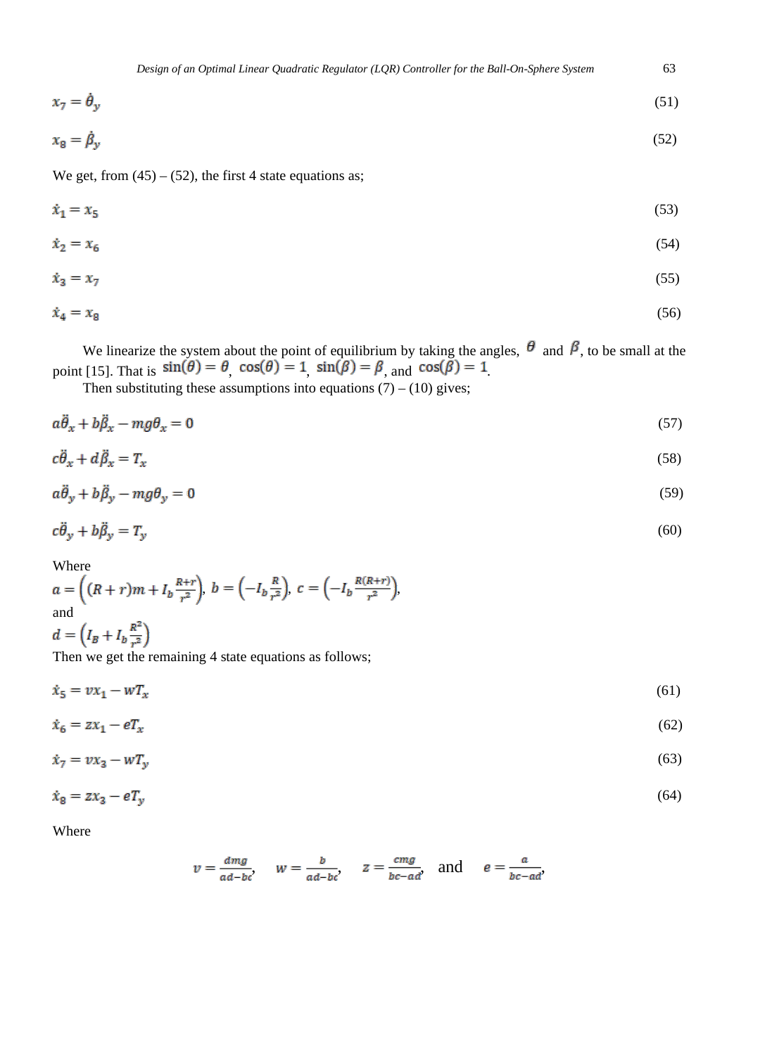$$x_7 = \dot{\theta}_y \tag{51}$$

$$x_8 = \dot{\beta}_y \tag{52}$$

We get, from (45) – (52), the first 4 state equations as;

$$\dot{x}_1 = x_5 \tag{53}$$

$$\dot{x}_2 = x_6 \tag{54}$$

$$\dot{x}_3 = x_7 \tag{55}$$

$$\dot{x}_4 = x_8 \tag{56}$$

We linearize the system about the point of equilibrium by taking the angles, $\theta$ and $\beta$, to be small at the point [15]. That is $\sin(\theta) = \theta$, $\cos(\theta) = 1$, $\sin(\beta) = \beta$, and $\cos(\beta) = 1$.

Then substituting these assumptions into equations (7) – (10) gives;

$$a\ddot{\theta}_x + b\ddot{\beta}_x - mg\theta_x = 0 \tag{57}$$

$$c\ddot{\theta}_x + d\ddot{\beta}_x = T_x \tag{58}$$

$$a\ddot{\theta}_y + b\ddot{\beta}_y - mg\theta_y = 0 \tag{59}$$

$$c\ddot{\theta}_y + b\ddot{\beta}_y = T_y \tag{60}$$

Where

$a = \left((R+r)m + I_b\frac{R+r}{r^2}\right)$, $b = \left(-I_b\frac{R}{r^2}\right)$, $c = \left(-I_b\frac{R(R+r)}{r^2}\right)$,

and

$d = \left(I_B + I_b\frac{R^2}{r^2}\right)$

Then we get the remaining 4 state equations as follows;

$$\dot{x}_5 = vx_1 - wT_x \tag{61}$$

$$\dot{x}_6 = zx_1 - eT_x \tag{62}$$

$$\dot{x}_7 = vx_3 - wT_y \tag{63}$$

$$\dot{x}_8 = zx_3 - eT_y \tag{64}$$

Where

$$v = \frac{dmg}{ad-bc}, \quad w = \frac{b}{ad-bc}, \quad z = \frac{cmg}{bc-ad}, \quad \text{and} \quad e = \frac{a}{bc-ad},$$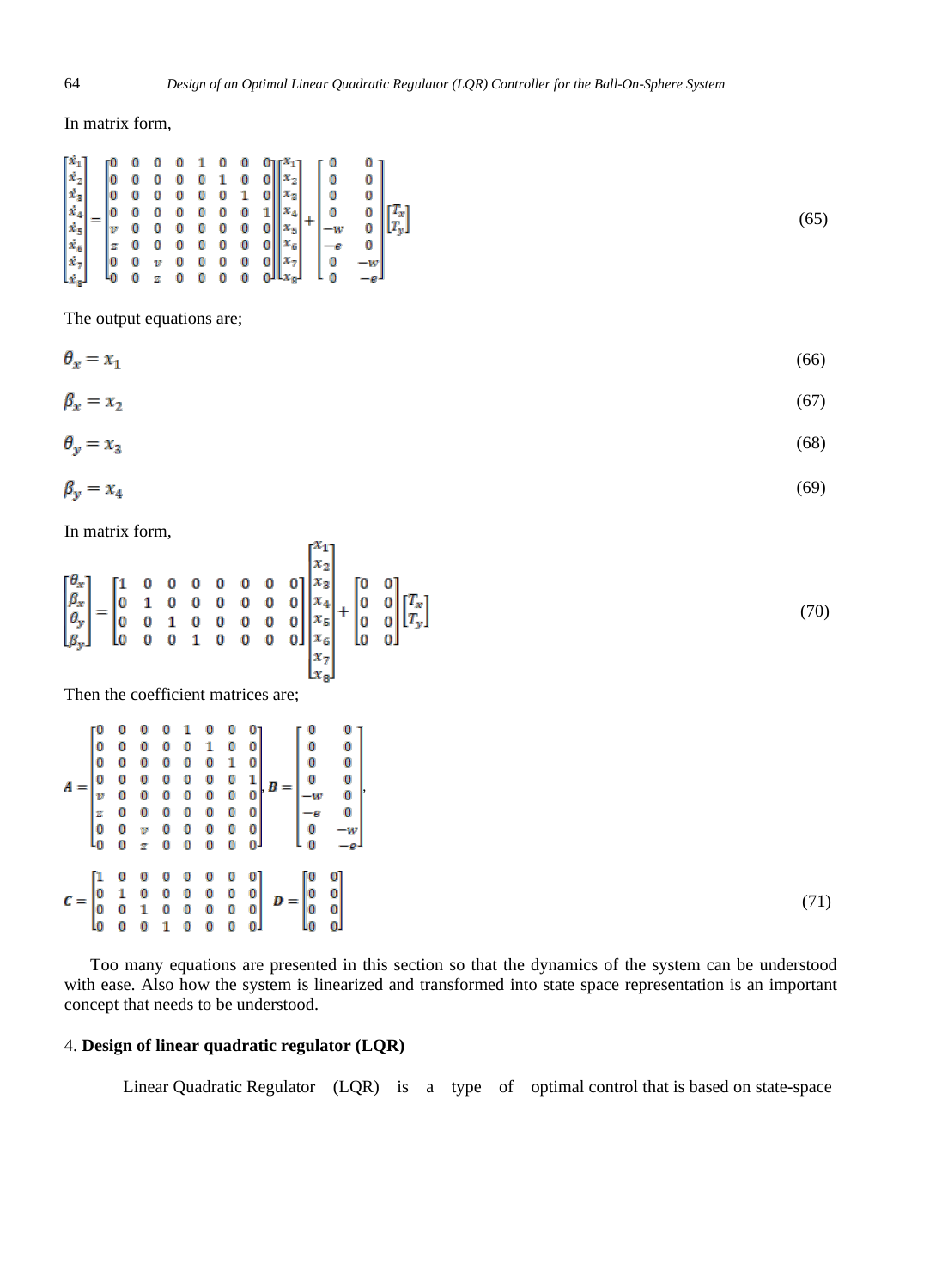In matrix form,

$$
\begin{bmatrix} \dot{x}_1 \\ \dot{x}_2 \\ \dot{x}_3 \\ \dot{x}_4 \\ \dot{x}_5 \\ \dot{x}_6 \\ \dot{x}_7 \\ \dot{x}_8 \end{bmatrix} = \begin{bmatrix} 0 & 0 & 0 & 0 & 1 & 0 & 0 & 0 \\ 0 & 0 & 0 & 0 & 0 & 1 & 0 & 0 \\ 0 & 0 & 0 & 0 & 0 & 0 & 1 & 0 \\ 0 & 0 & 0 & 0 & 0 & 0 & 0 & 1 \\ v & 0 & 0 & 0 & 0 & 0 & 0 & 0 \\ z & 0 & 0 & 0 & 0 & 0 & 0 & 0 \\ 0 & 0 & v & 0 & 0 & 0 & 0 & 0 \\ 0 & 0 & z & 0 & 0 & 0 & 0 & 0 \end{bmatrix} \begin{bmatrix} x_1 \\ x_2 \\ x_3 \\ x_4 \\ x_5 \\ x_6 \\ x_7 \\ x_8 \end{bmatrix} + \begin{bmatrix} 0 & 0 \\ 0 & 0 \\ 0 & 0 \\ 0 & 0 \\ -w & 0 \\ -e & 0 \\ 0 & -w \\ 0 & -e \end{bmatrix} \begin{bmatrix} T_x \\ T_y \end{bmatrix} \tag{65}
$$

The output equations are;

$$\theta_x = x_1 \tag{66}$$

$$\beta_x = x_2 \tag{67}$$

$$\theta_y = x_3 \tag{68}$$

$$\beta_y = x_4 \tag{69}$$

In matrix form,

$$
\begin{bmatrix} \theta_x \\ \beta_x \\ \theta_y \\ \beta_y \end{bmatrix} = \begin{bmatrix} 1 & 0 & 0 & 0 & 0 & 0 & 0 & 0 \\ 0 & 1 & 0 & 0 & 0 & 0 & 0 & 0 \\ 0 & 0 & 1 & 0 & 0 & 0 & 0 & 0 \\ 0 & 0 & 0 & 1 & 0 & 0 & 0 & 0 \end{bmatrix} \begin{bmatrix} x_1 \\ x_2 \\ x_3 \\ x_4 \\ x_5 \\ x_6 \\ x_7 \\ x_8 \end{bmatrix} + \begin{bmatrix} 0 & 0 \\ 0 & 0 \\ 0 & 0 \\ 0 & 0 \end{bmatrix} \begin{bmatrix} T_x \\ T_y \end{bmatrix} \tag{70}
$$

Then the coefficient matrices are;

$$
\boldsymbol{A} = \begin{bmatrix} 0 & 0 & 0 & 0 & 1 & 0 & 0 & 0 \\ 0 & 0 & 0 & 0 & 0 & 1 & 0 & 0 \\ 0 & 0 & 0 & 0 & 0 & 0 & 1 & 0 \\ 0 & 0 & 0 & 0 & 0 & 0 & 0 & 1 \\ v & 0 & 0 & 0 & 0 & 0 & 0 & 0 \\ z & 0 & 0 & 0 & 0 & 0 & 0 & 0 \\ 0 & 0 & v & 0 & 0 & 0 & 0 & 0 \\ 0 & 0 & z & 0 & 0 & 0 & 0 & 0 \end{bmatrix}, \boldsymbol{B} = \begin{bmatrix} 0 & 0 \\ 0 & 0 \\ 0 & 0 \\ 0 & 0 \\ -w & 0 \\ -e & 0 \\ 0 & -w \\ 0 & -e \end{bmatrix},
$$

$$
\boldsymbol{C} = \begin{bmatrix} 1 & 0 & 0 & 0 & 0 & 0 & 0 & 0 \\ 0 & 1 & 0 & 0 & 0 & 0 & 0 & 0 \\ 0 & 0 & 1 & 0 & 0 & 0 & 0 & 0 \\ 0 & 0 & 0 & 1 & 0 & 0 & 0 & 0 \end{bmatrix} \quad \boldsymbol{D} = \begin{bmatrix} 0 & 0 \\ 0 & 0 \\ 0 & 0 \\ 0 & 0 \end{bmatrix} \tag{71}
$$

Too many equations are presented in this section so that the dynamics of the system can be understood with ease. Also how the system is linearized and transformed into state space representation is an important concept that needs to be understood.

## 4. **Design of linear quadratic regulator (LQR)**

Linear Quadratic Regulator (LQR) is a type of optimal control that is based on state-space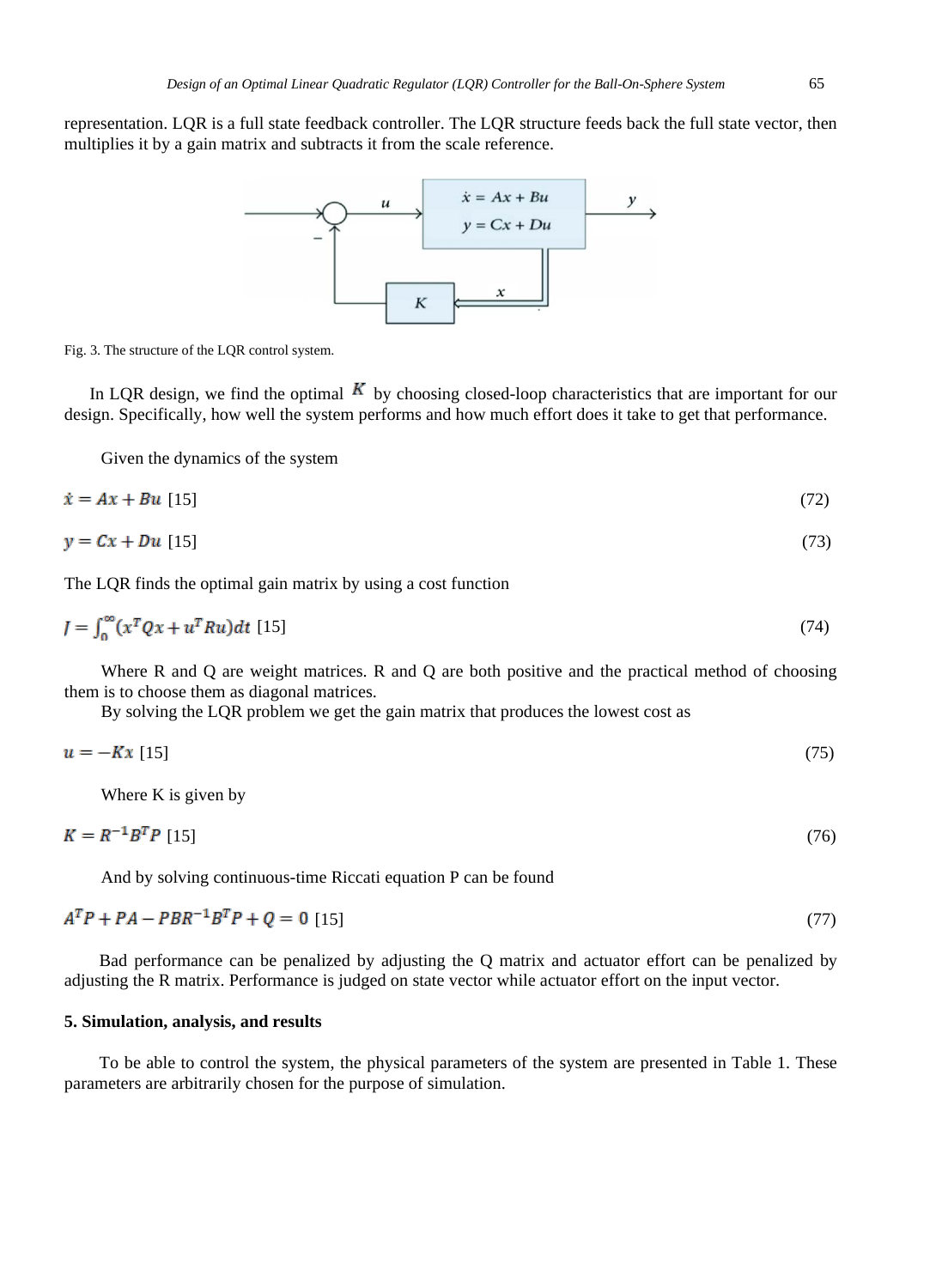representation. LQR is a full state feedback controller. The LQR structure feeds back the full state vector, then multiplies it by a gain matrix and subtracts it from the scale reference.

Fig. 3. The structure of the LQR control system.

In LQR design, we find the optimal $K$ by choosing closed-loop characteristics that are important for our design. Specifically, how well the system performs and how much effort does it take to get that performance.

Given the dynamics of the system

$$\dot{x} = Ax + Bu \text{ [15]} \tag{72}$$

$$y = Cx + Du \text{ [15]} \tag{73}$$

The LQR finds the optimal gain matrix by using a cost function

$$J = \int_0^{\infty} (x^T Q x + u^T R u) dt \text{ [15]} \tag{74}$$

Where R and Q are weight matrices. R and Q are both positive and the practical method of choosing them is to choose them as diagonal matrices.

By solving the LQR problem we get the gain matrix that produces the lowest cost as

$$u = -Kx \text{ [15]} \tag{75}$$

Where K is given by

$$K = R^{-1} B^T P \text{ [15]} \tag{76}$$

And by solving continuous-time Riccati equation P can be found

$$A^T P + PA - PBR^{-1} B^T P + Q = 0 \text{ [15]} \tag{77}$$

Bad performance can be penalized by adjusting the Q matrix and actuator effort can be penalized by adjusting the R matrix. Performance is judged on state vector while actuator effort on the input vector.

## 5. Simulation, analysis, and results

To be able to control the system, the physical parameters of the system are presented in Table 1. These parameters are arbitrarily chosen for the purpose of simulation.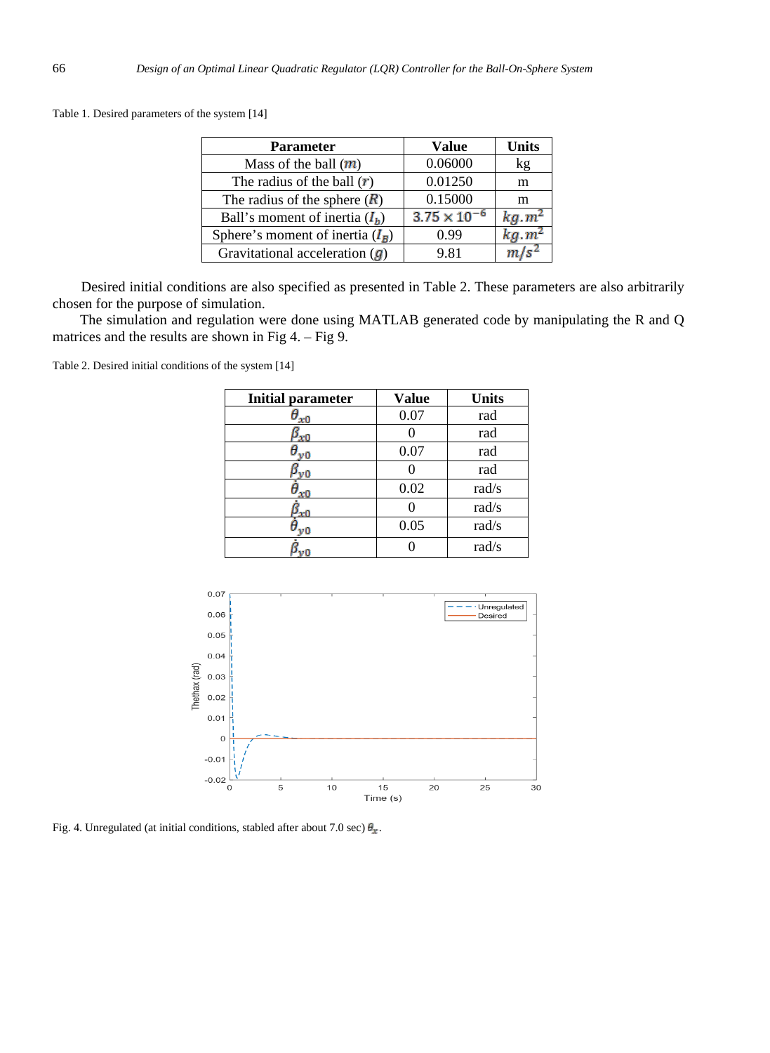Table 1. Desired parameters of the system [14]

| Parameter | Value | Units |
|---|---|---|
| Mass of the ball ($m$) | 0.06000 | kg |
| The radius of the ball ($r$) | 0.01250 | m |
| The radius of the sphere ($R$) | 0.15000 | m |
| Ball's moment of inertia ($I_b$) | $3.75 \times 10^{-6}$ | $kg.m^2$ |
| Sphere's moment of inertia ($I_B$) | 0.99 | $kg.m^2$ |
| Gravitational acceleration ($g$) | 9.81 | $m/s^2$ |

Desired initial conditions are also specified as presented in Table 2. These parameters are also arbitrarily chosen for the purpose of simulation.

The simulation and regulation were done using MATLAB generated code by manipulating the R and Q matrices and the results are shown in Fig 4. – Fig 9.

Table 2. Desired initial conditions of the system [14]

| Initial parameter | Value | Units |
|---|---|---|
| $\theta_{x0}$ | 0.07 | rad |
| $\beta_{x0}$ | 0 | rad |
| $\theta_{y0}$ | 0.07 | rad |
| $\beta_{y0}$ | 0 | rad |
| $\dot{\theta}_{x0}$ | 0.02 | rad/s |
| $\dot{\beta}_{x0}$ | 0 | rad/s |
| $\dot{\theta}_{y0}$ | 0.05 | rad/s |
| $\dot{\beta}_{y0}$ | 0 | rad/s |

Fig. 4. Unregulated (at initial conditions, stabled after about 7.0 sec) $\theta_x$.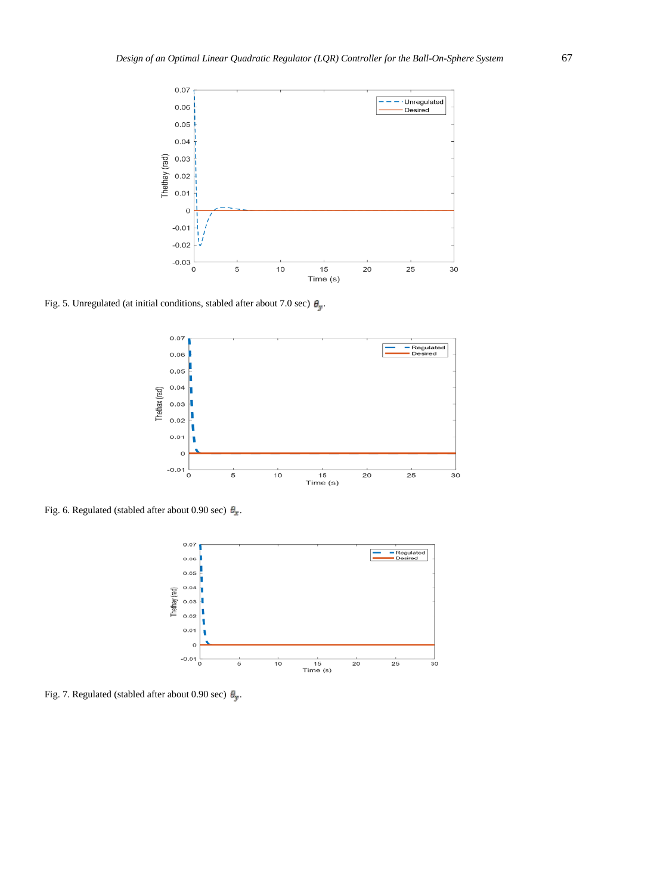Fig. 5. Unregulated (at initial conditions, stabled after about 7.0 sec) $\theta_y$.

Fig. 6. Regulated (stabled after about 0.90 sec) $\theta_x$.

Fig. 7. Regulated (stabled after about 0.90 sec) $\theta_y$.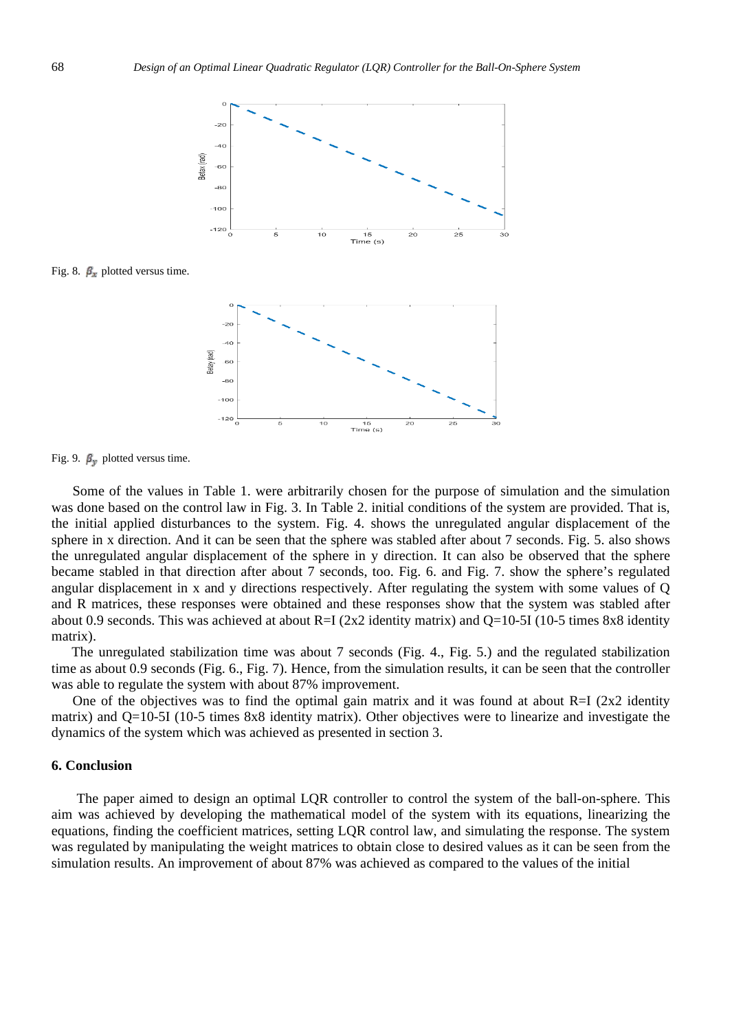Fig. 8. $\beta_x$ plotted versus time.

Fig. 9. $\beta_y$ plotted versus time.

Some of the values in Table 1. were arbitrarily chosen for the purpose of simulation and the simulation was done based on the control law in Fig. 3. In Table 2. initial conditions of the system are provided. That is, the initial applied disturbances to the system. Fig. 4. shows the unregulated angular displacement of the sphere in x direction. And it can be seen that the sphere was stabled after about 7 seconds. Fig. 5. also shows the unregulated angular displacement of the sphere in y direction. It can also be observed that the sphere became stabled in that direction after about 7 seconds, too. Fig. 6. and Fig. 7. show the sphere's regulated angular displacement in x and y directions respectively. After regulating the system with some values of Q and R matrices, these responses were obtained and these responses show that the system was stabled after about 0.9 seconds. This was achieved at about R=I (2x2 identity matrix) and Q=10-5I (10-5 times 8x8 identity matrix).

The unregulated stabilization time was about 7 seconds (Fig. 4., Fig. 5.) and the regulated stabilization time as about 0.9 seconds (Fig. 6., Fig. 7). Hence, from the simulation results, it can be seen that the controller was able to regulate the system with about 87% improvement.

One of the objectives was to find the optimal gain matrix and it was found at about R=I (2x2 identity matrix) and Q=10-5I (10-5 times 8x8 identity matrix). Other objectives were to linearize and investigate the dynamics of the system which was achieved as presented in section 3.

## 6. Conclusion

The paper aimed to design an optimal LQR controller to control the system of the ball-on-sphere. This aim was achieved by developing the mathematical model of the system with its equations, linearizing the equations, finding the coefficient matrices, setting LQR control law, and simulating the response. The system was regulated by manipulating the weight matrices to obtain close to desired values as it can be seen from the simulation results. An improvement of about 87% was achieved as compared to the values of the initial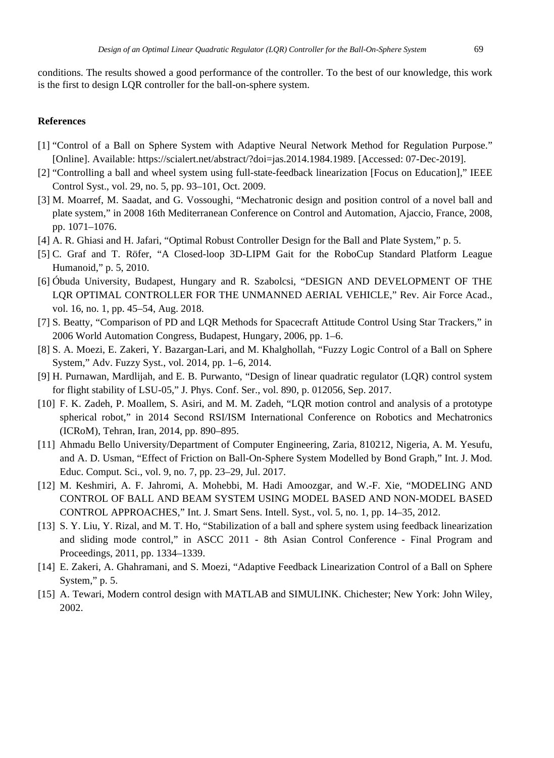conditions. The results showed a good performance of the controller. To the best of our knowledge, this work is the first to design LQR controller for the ball-on-sphere system.

## References

[1] "Control of a Ball on Sphere System with Adaptive Neural Network Method for Regulation Purpose." [Online]. Available: https://scialert.net/abstract/?doi=jas.2014.1984.1989. [Accessed: 07-Dec-2019].

[2] "Controlling a ball and wheel system using full-state-feedback linearization [Focus on Education]," IEEE Control Syst., vol. 29, no. 5, pp. 93–101, Oct. 2009.

[3] M. Moarref, M. Saadat, and G. Vossoughi, "Mechatronic design and position control of a novel ball and plate system," in 2008 16th Mediterranean Conference on Control and Automation, Ajaccio, France, 2008, pp. 1071–1076.

[4] A. R. Ghiasi and H. Jafari, "Optimal Robust Controller Design for the Ball and Plate System," p. 5.

[5] C. Graf and T. Röfer, "A Closed-loop 3D-LIPM Gait for the RoboCup Standard Platform League Humanoid," p. 5, 2010.

[6] Óbuda University, Budapest, Hungary and R. Szabolcsi, "DESIGN AND DEVELOPMENT OF THE LQR OPTIMAL CONTROLLER FOR THE UNMANNED AERIAL VEHICLE," Rev. Air Force Acad., vol. 16, no. 1, pp. 45–54, Aug. 2018.

[7] S. Beatty, "Comparison of PD and LQR Methods for Spacecraft Attitude Control Using Star Trackers," in 2006 World Automation Congress, Budapest, Hungary, 2006, pp. 1–6.

[8] S. A. Moezi, E. Zakeri, Y. Bazargan-Lari, and M. Khalghollah, "Fuzzy Logic Control of a Ball on Sphere System," Adv. Fuzzy Syst., vol. 2014, pp. 1–6, 2014.

[9] H. Purnawan, Mardlijah, and E. B. Purwanto, "Design of linear quadratic regulator (LQR) control system for flight stability of LSU-05," J. Phys. Conf. Ser., vol. 890, p. 012056, Sep. 2017.

[10] F. K. Zadeh, P. Moallem, S. Asiri, and M. M. Zadeh, "LQR motion control and analysis of a prototype spherical robot," in 2014 Second RSI/ISM International Conference on Robotics and Mechatronics (ICRoM), Tehran, Iran, 2014, pp. 890–895.

[11] Ahmadu Bello University/Department of Computer Engineering, Zaria, 810212, Nigeria, A. M. Yesufu, and A. D. Usman, "Effect of Friction on Ball-On-Sphere System Modelled by Bond Graph," Int. J. Mod. Educ. Comput. Sci., vol. 9, no. 7, pp. 23–29, Jul. 2017.

[12] M. Keshmiri, A. F. Jahromi, A. Mohebbi, M. Hadi Amoozgar, and W.-F. Xie, "MODELING AND CONTROL OF BALL AND BEAM SYSTEM USING MODEL BASED AND NON-MODEL BASED CONTROL APPROACHES," Int. J. Smart Sens. Intell. Syst., vol. 5, no. 1, pp. 14–35, 2012.

[13] S. Y. Liu, Y. Rizal, and M. T. Ho, "Stabilization of a ball and sphere system using feedback linearization and sliding mode control," in ASCC 2011 - 8th Asian Control Conference - Final Program and Proceedings, 2011, pp. 1334–1339.

[14] E. Zakeri, A. Ghahramani, and S. Moezi, "Adaptive Feedback Linearization Control of a Ball on Sphere System," p. 5.

[15] A. Tewari, Modern control design with MATLAB and SIMULINK. Chichester; New York: John Wiley, 2002.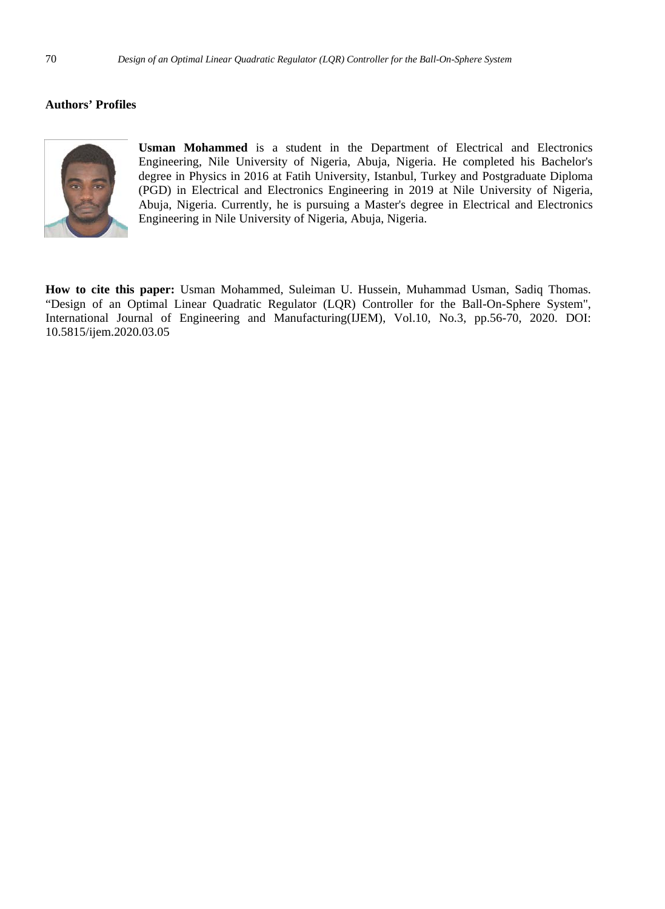**Authors' Profiles**

**Usman Mohammed** is a student in the Department of Electrical and Electronics Engineering, Nile University of Nigeria, Abuja, Nigeria. He completed his Bachelor's degree in Physics in 2016 at Fatih University, Istanbul, Turkey and Postgraduate Diploma (PGD) in Electrical and Electronics Engineering in 2019 at Nile University of Nigeria, Abuja, Nigeria. Currently, he is pursuing a Master's degree in Electrical and Electronics Engineering in Nile University of Nigeria, Abuja, Nigeria.

**How to cite this paper:** Usman Mohammed, Suleiman U. Hussein, Muhammad Usman, Sadiq Thomas. "Design of an Optimal Linear Quadratic Regulator (LQR) Controller for the Ball-On-Sphere System", International Journal of Engineering and Manufacturing(IJEM), Vol.10, No.3, pp.56-70, 2020. DOI: 10.5815/ijem.2020.03.05